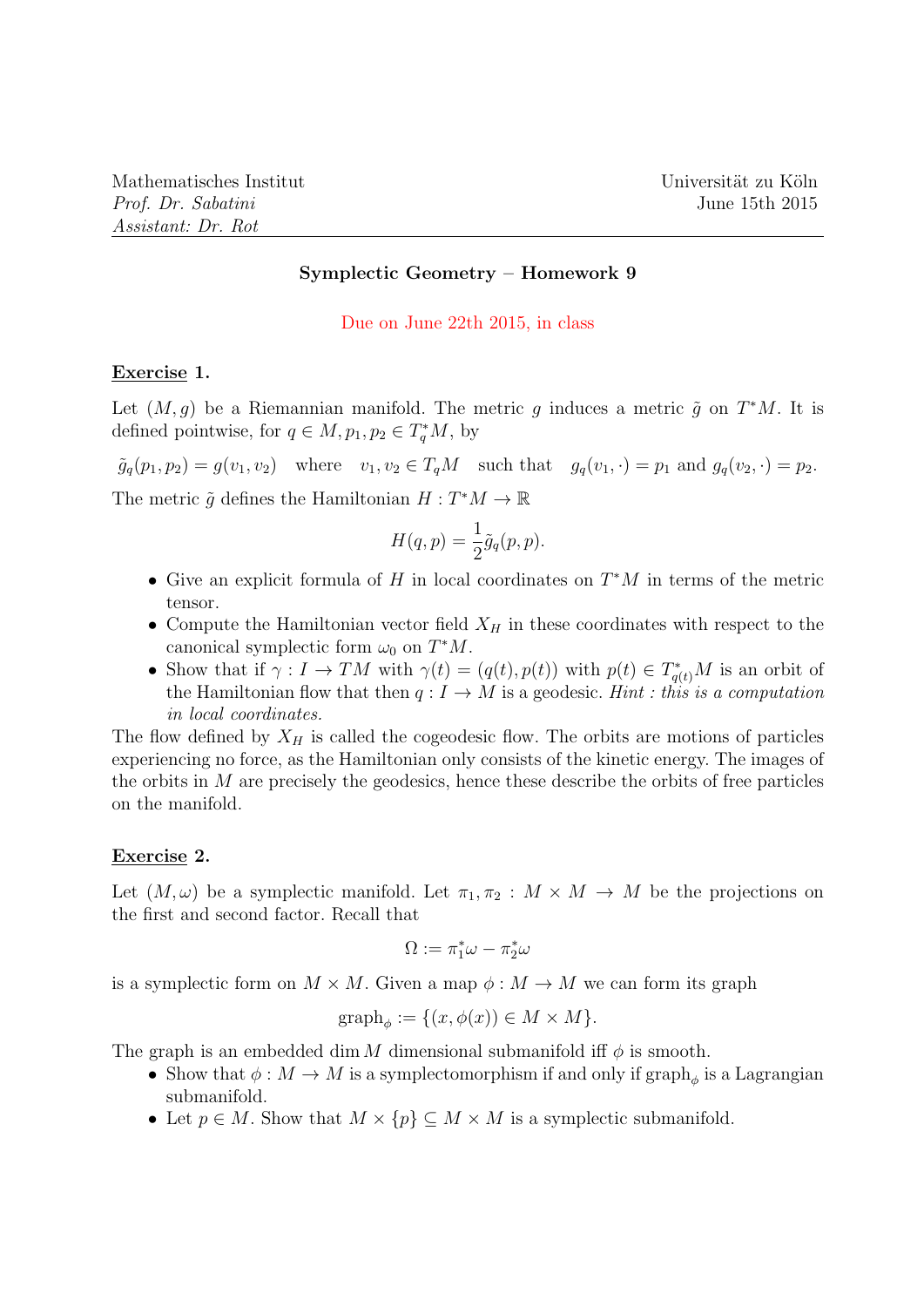Mathematisches Institut
*Prof. Dr. Sabatini*
*Assistant: Dr. Rot*

Universität zu Köln
June 15th 2015

---

## Symplectic Geometry – Homework 9

Due on June 22th 2015, in class

### Exercise 1.

Let $(M, g)$ be a Riemannian manifold. The metric $g$ induces a metric $\tilde{g}$ on $T^*M$. It is defined pointwise, for $q \in M, p_1, p_2 \in T_q^*M$, by

$$\tilde{g}_q(p_1, p_2) = g(v_1, v_2) \quad \text{where} \quad v_1, v_2 \in T_qM \quad \text{such that} \quad g_q(v_1, \cdot) = p_1 \text{ and } g_q(v_2, \cdot) = p_2.$$

The metric $\tilde{g}$ defines the Hamiltonian $H : T^*M \to \mathbb{R}$

$$H(q, p) = \frac{1}{2}\tilde{g}_q(p, p).$$

- Give an explicit formula of $H$ in local coordinates on $T^*M$ in terms of the metric tensor.
- Compute the Hamiltonian vector field $X_H$ in these coordinates with respect to the canonical symplectic form $\omega_0$ on $T^*M$.
- Show that if $\gamma : I \to TM$ with $\gamma(t) = (q(t), p(t))$ with $p(t) \in T^*_{q(t)}M$ is an orbit of the Hamiltonian flow that then $q : I \to M$ is a geodesic. *Hint : this is a computation in local coordinates.*

The flow defined by $X_H$ is called the cogeodesic flow. The orbits are motions of particles experiencing no force, as the Hamiltonian only consists of the kinetic energy. The images of the orbits in $M$ are precisely the geodesics, hence these describe the orbits of free particles on the manifold.

### Exercise 2.

Let $(M, \omega)$ be a symplectic manifold. Let $\pi_1, \pi_2 : M \times M \to M$ be the projections on the first and second factor. Recall that

$$\Omega := \pi_1^*\omega - \pi_2^*\omega$$

is a symplectic form on $M \times M$. Given a map $\phi : M \to M$ we can form its graph

$$\text{graph}_\phi := \{(x, \phi(x)) \in M \times M\}.$$

The graph is an embedded $\dim M$ dimensional submanifold iff $\phi$ is smooth.

- Show that $\phi : M \to M$ is a symplectomorphism if and only if $\text{graph}_\phi$ is a Lagrangian submanifold.
- Let $p \in M$. Show that $M \times \{p\} \subseteq M \times M$ is a symplectic submanifold.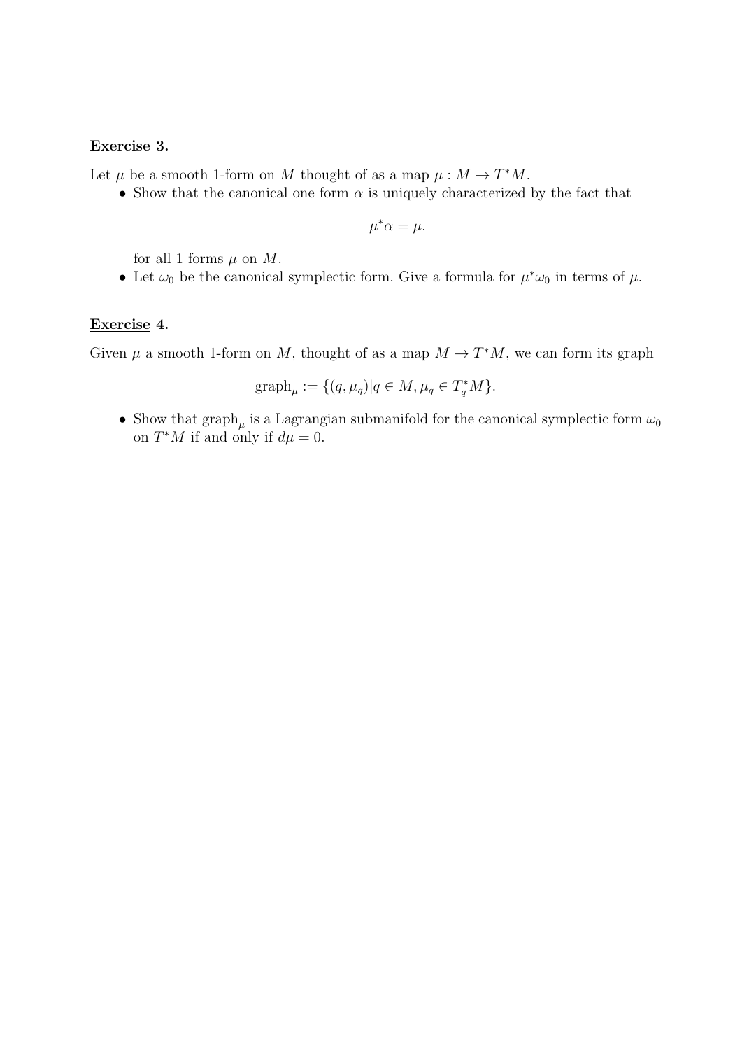**<u>Exercise</u> 3.**

Let $\mu$ be a smooth 1-form on $M$ thought of as a map $\mu : M \to T^*M$.

- Show that the canonical one form $\alpha$ is uniquely characterized by the fact that

$$\mu^*\alpha = \mu.$$

  for all 1 forms $\mu$ on $M$.
- Let $\omega_0$ be the canonical symplectic form. Give a formula for $\mu^*\omega_0$ in terms of $\mu$.

**<u>Exercise</u> 4.**

Given $\mu$ a smooth 1-form on $M$, thought of as a map $M \to T^*M$, we can form its graph

$$\text{graph}_\mu := \{(q, \mu_q) | q \in M, \mu_q \in T_q^*M\}.$$

- Show that $\text{graph}_\mu$ is a Lagrangian submanifold for the canonical symplectic form $\omega_0$ on $T^*M$ if and only if $d\mu = 0$.